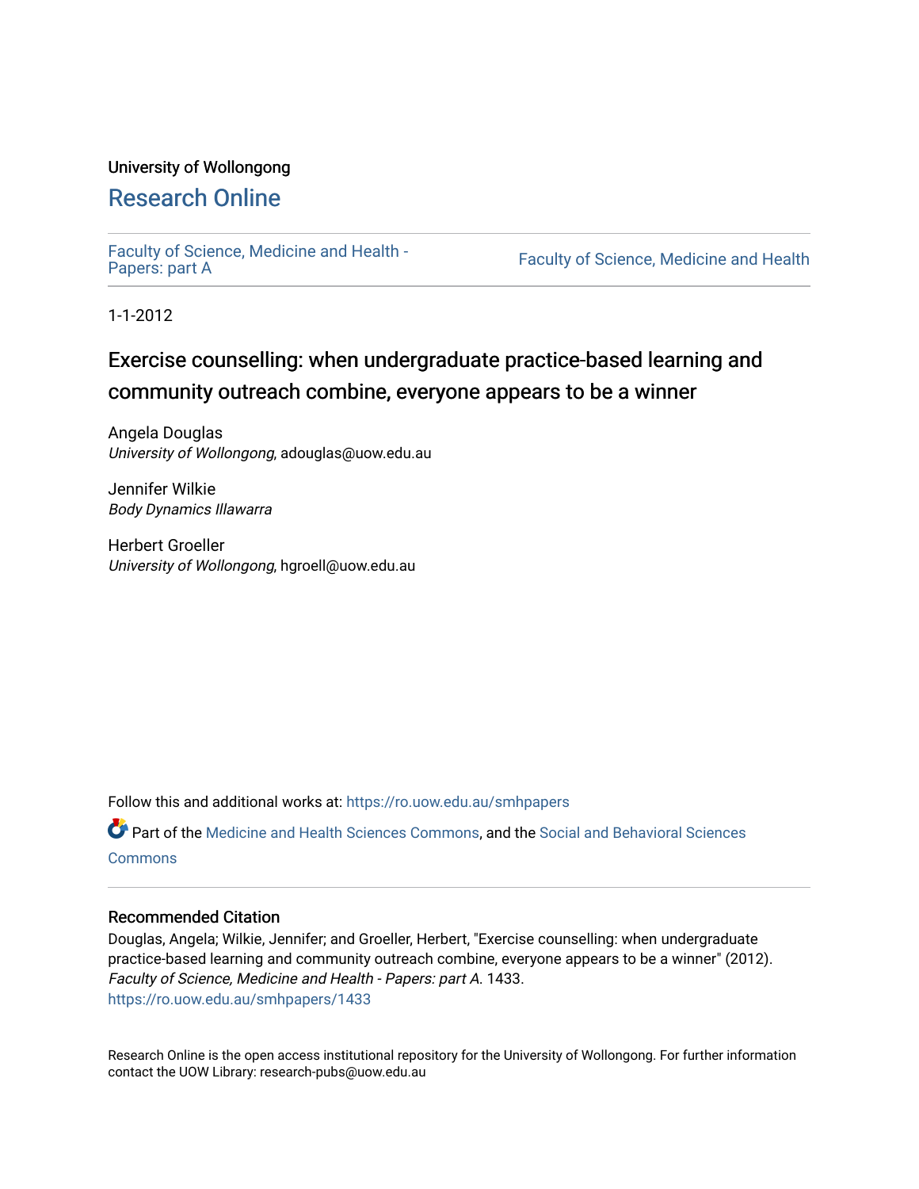University of Wollongong

# Research Online

Faculty of Science, Medicine and Health - Papers: part A

Faculty of Science, Medicine and Health

1-1-2012

## Exercise counselling: when undergraduate practice-based learning and community outreach combine, everyone appears to be a winner

Angela Douglas
*University of Wollongong*, adouglas@uow.edu.au

Jennifer Wilkie
*Body Dynamics Illawarra*

Herbert Groeller
*University of Wollongong*, hgroell@uow.edu.au

Follow this and additional works at: https://ro.uow.edu.au/smhpapers

Part of the Medicine and Health Sciences Commons, and the Social and Behavioral Sciences Commons

### Recommended Citation

Douglas, Angela; Wilkie, Jennifer; and Groeller, Herbert, "Exercise counselling: when undergraduate practice-based learning and community outreach combine, everyone appears to be a winner" (2012). *Faculty of Science, Medicine and Health - Papers: part A*. 1433.
https://ro.uow.edu.au/smhpapers/1433

Research Online is the open access institutional repository for the University of Wollongong. For further information contact the UOW Library: research-pubs@uow.edu.au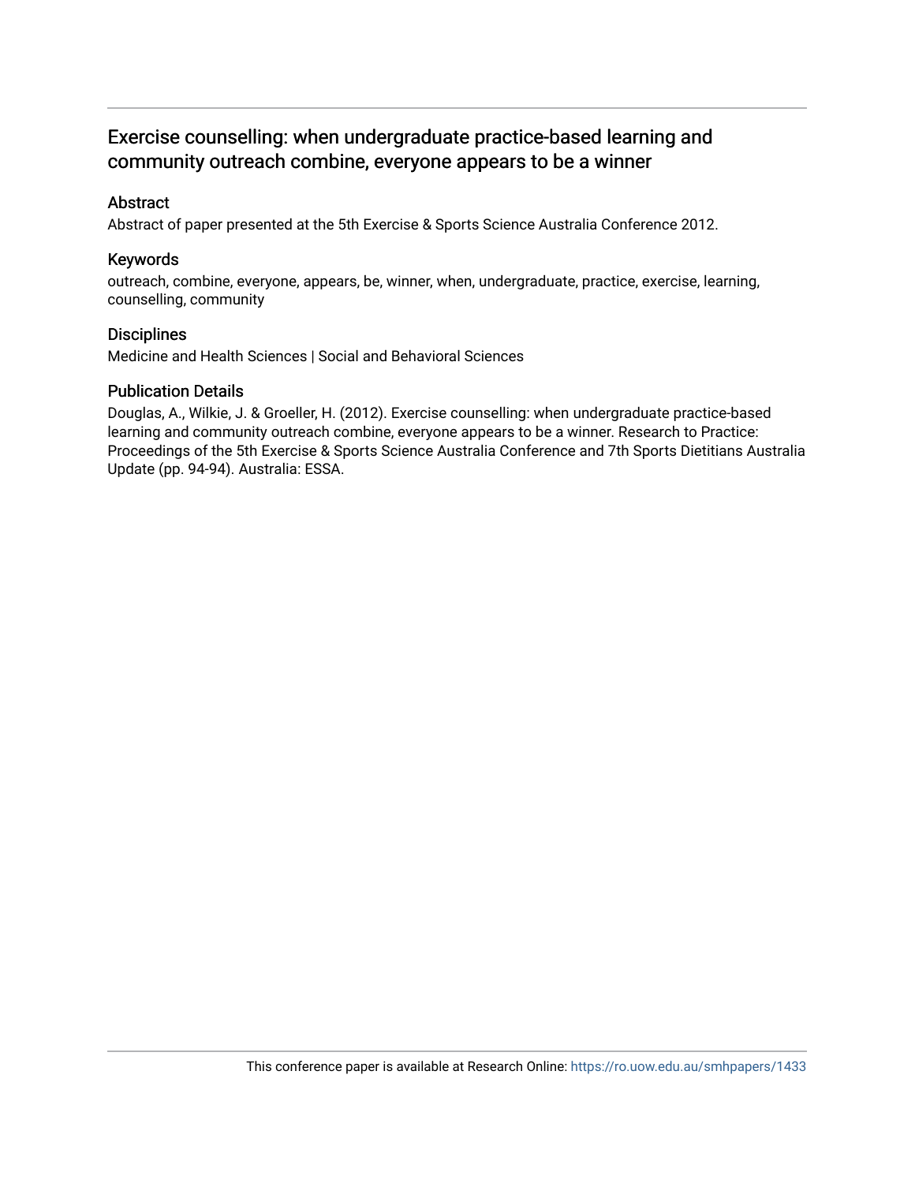# Exercise counselling: when undergraduate practice-based learning and community outreach combine, everyone appears to be a winner

## Abstract

Abstract of paper presented at the 5th Exercise & Sports Science Australia Conference 2012.

## Keywords

outreach, combine, everyone, appears, be, winner, when, undergraduate, practice, exercise, learning, counselling, community

## Disciplines

Medicine and Health Sciences | Social and Behavioral Sciences

## Publication Details

Douglas, A., Wilkie, J. & Groeller, H. (2012). Exercise counselling: when undergraduate practice-based learning and community outreach combine, everyone appears to be a winner. Research to Practice: Proceedings of the 5th Exercise & Sports Science Australia Conference and 7th Sports Dietitians Australia Update (pp. 94-94). Australia: ESSA.

This conference paper is available at Research Online: https://ro.uow.edu.au/smhpapers/1433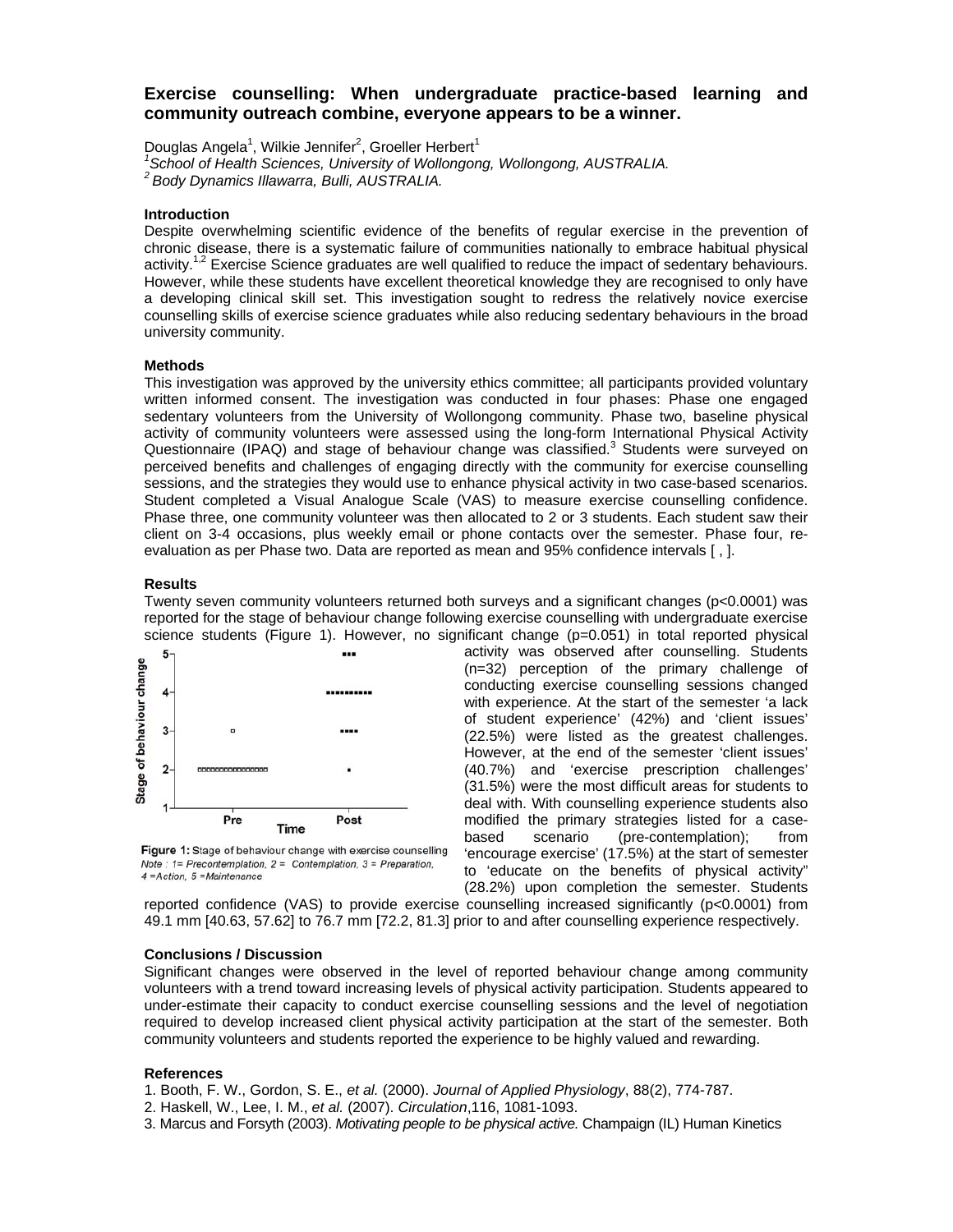## Exercise counselling: When undergraduate practice-based learning and community outreach combine, everyone appears to be a winner.

Douglas Angela[1], Wilkie Jennifer[2], Groeller Herbert[1]

[1] *School of Health Sciences, University of Wollongong, Wollongong, AUSTRALIA.*

[2] *Body Dynamics Illawarra, Bulli, AUSTRALIA.*

### Introduction

Despite overwhelming scientific evidence of the benefits of regular exercise in the prevention of chronic disease, there is a systematic failure of communities nationally to embrace habitual physical activity.[1,2] Exercise Science graduates are well qualified to reduce the impact of sedentary behaviours. However, while these students have excellent theoretical knowledge they are recognised to only have a developing clinical skill set. This investigation sought to redress the relatively novice exercise counselling skills of exercise science graduates while also reducing sedentary behaviours in the broad university community.

### Methods

This investigation was approved by the university ethics committee; all participants provided voluntary written informed consent. The investigation was conducted in four phases: Phase one engaged sedentary volunteers from the University of Wollongong community. Phase two, baseline physical activity of community volunteers were assessed using the long-form International Physical Activity Questionnaire (IPAQ) and stage of behaviour change was classified.[3] Students were surveyed on perceived benefits and challenges of engaging directly with the community for exercise counselling sessions, and the strategies they would use to enhance physical activity in two case-based scenarios. Student completed a Visual Analogue Scale (VAS) to measure exercise counselling confidence. Phase three, one community volunteer was then allocated to 2 or 3 students. Each student saw their client on 3-4 occasions, plus weekly email or phone contacts over the semester. Phase four, re-evaluation as per Phase two. Data are reported as mean and 95% confidence intervals [ , ].

### Results

Twenty seven community volunteers returned both surveys and a significant changes ($p<0.0001$) was reported for the stage of behaviour change following exercise counselling with undergraduate exercise science students (Figure 1). However, no significant change ($p=0.051$) in total reported physical activity was observed after counselling. Students (n=32) perception of the primary challenge of conducting exercise counselling sessions changed with experience. At the start of the semester 'a lack of student experience' (42%) and 'client issues' (22.5%) were listed as the greatest challenges. However, at the end of the semester 'client issues' (40.7%) and 'exercise prescription challenges' (31.5%) were the most difficult areas for students to deal with. With counselling experience students also modified the primary strategies listed for a case-based scenario (pre-contemplation); from 'encourage exercise' (17.5%) at the start of semester to 'educate on the benefits of physical activity" (28.2%) upon completion the semester. Students reported confidence (VAS) to provide exercise counselling increased significantly ($p<0.0001$) from 49.1 mm [40.63, 57.62] to 76.7 mm [72.2, 81.3] prior to and after counselling experience respectively.

Stage of behaviour change
5
4
3
2
1
Pre
Time
Post

**Figure 1:** Stage of behaviour change with exercise counselling
*Note : 1= Precontemplation, 2 = Contemplation, 3 = Preparation, 4 =Action, 5 =Maintenance*

### Conclusions / Discussion

Significant changes were observed in the level of reported behaviour change among community volunteers with a trend toward increasing levels of physical activity participation. Students appeared to under-estimate their capacity to conduct exercise counselling sessions and the level of negotiation required to develop increased client physical activity participation at the start of the semester. Both community volunteers and students reported the experience to be highly valued and rewarding.

### References

1. Booth, F. W., Gordon, S. E., *et al.* (2000). *Journal of Applied Physiology*, 88(2), 774-787.
2. Haskell, W., Lee, I. M., *et al.* (2007). *Circulation*,116, 1081-1093.
3. Marcus and Forsyth (2003). *Motivating people to be physical active.* Champaign (IL) Human Kinetics